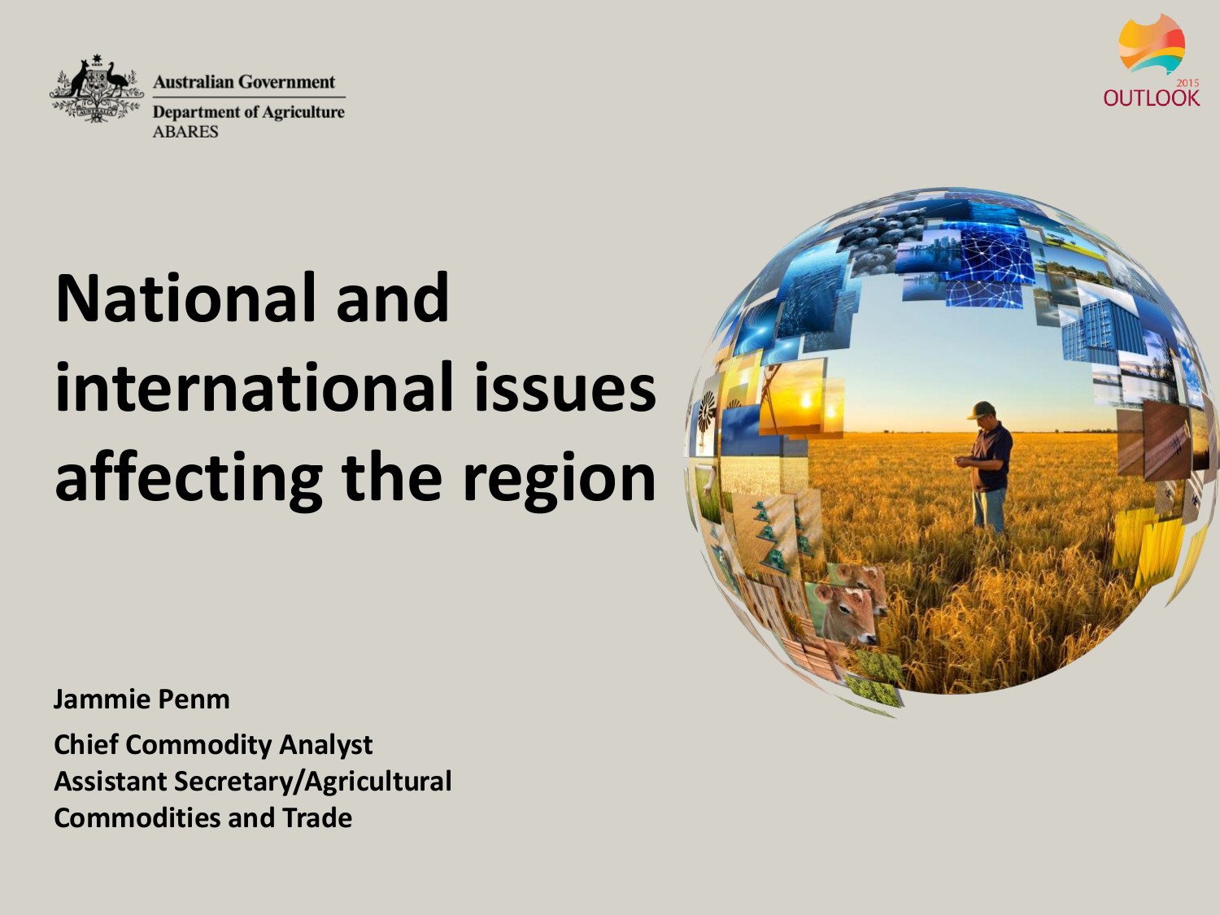Australian Government

Department of Agriculture

ABARES

2015 OUTLOOK

# National and international issues affecting the region

**Jammie Penm**

**Chief Commodity Analyst**
**Assistant Secretary/Agricultural Commodities and Trade**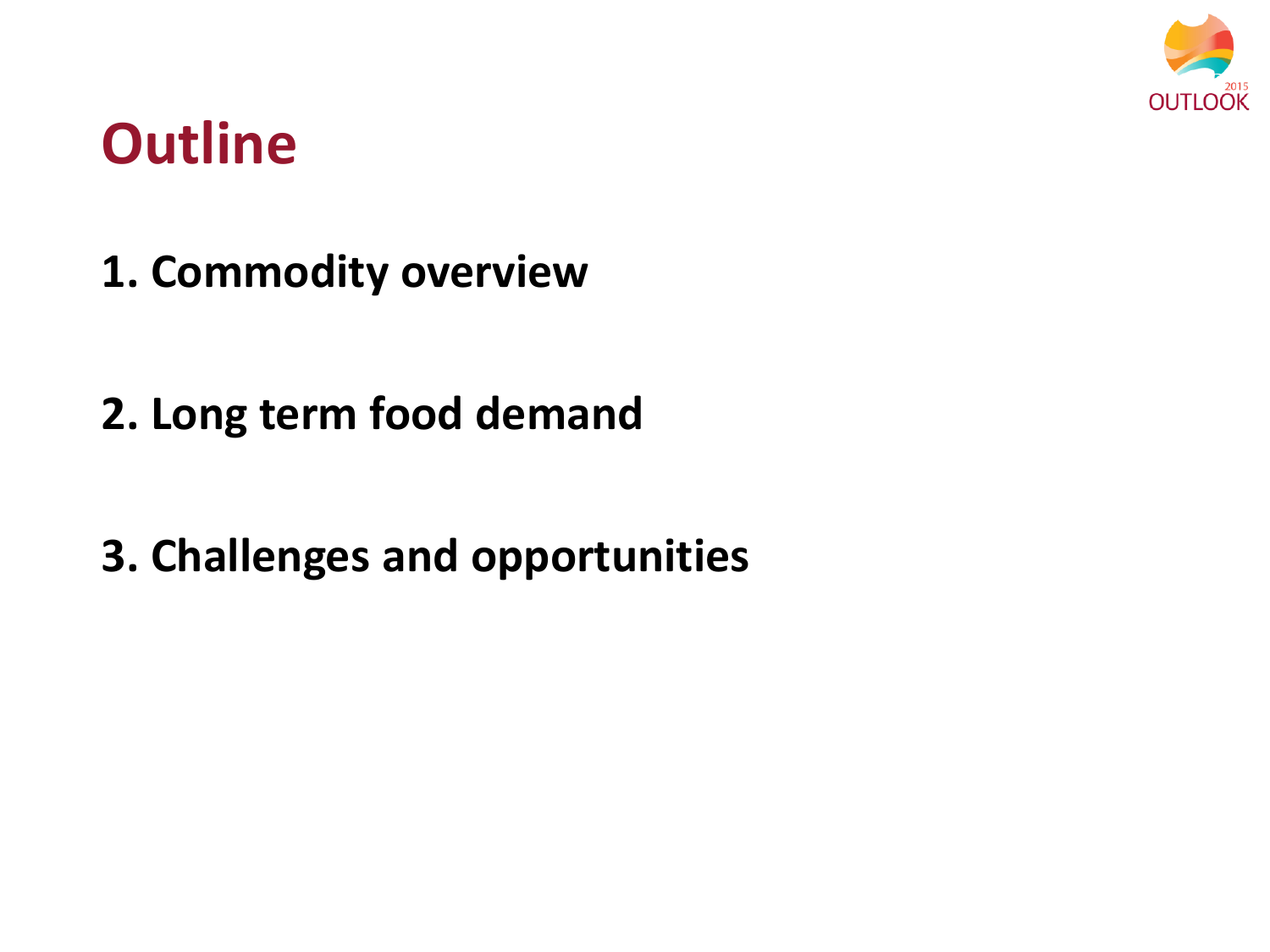# Outline

1. **Commodity overview**

2. **Long term food demand**

3. **Challenges and opportunities**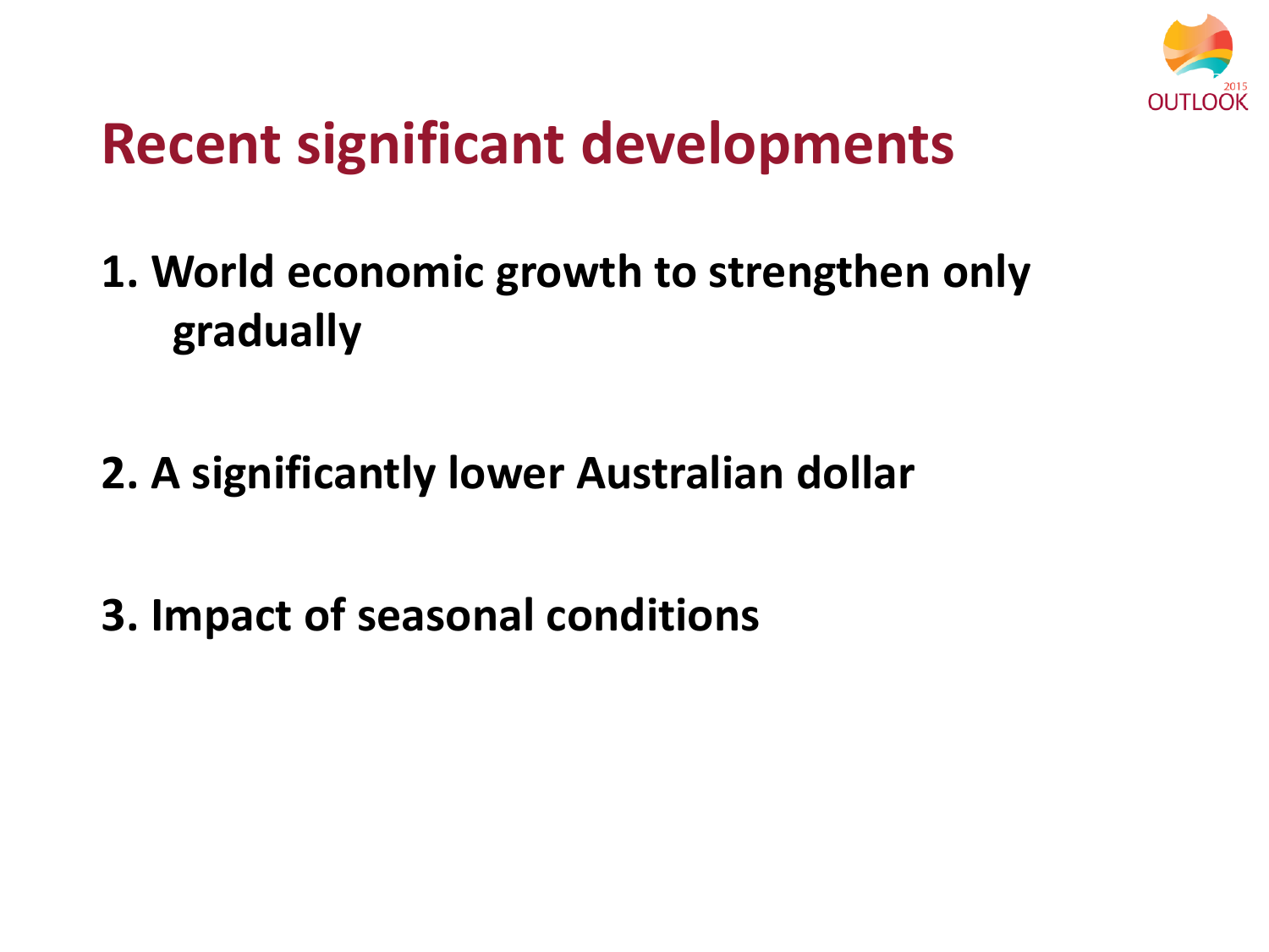# Recent significant developments

1. **World economic growth to strengthen only gradually**
2. **A significantly lower Australian dollar**
3. **Impact of seasonal conditions**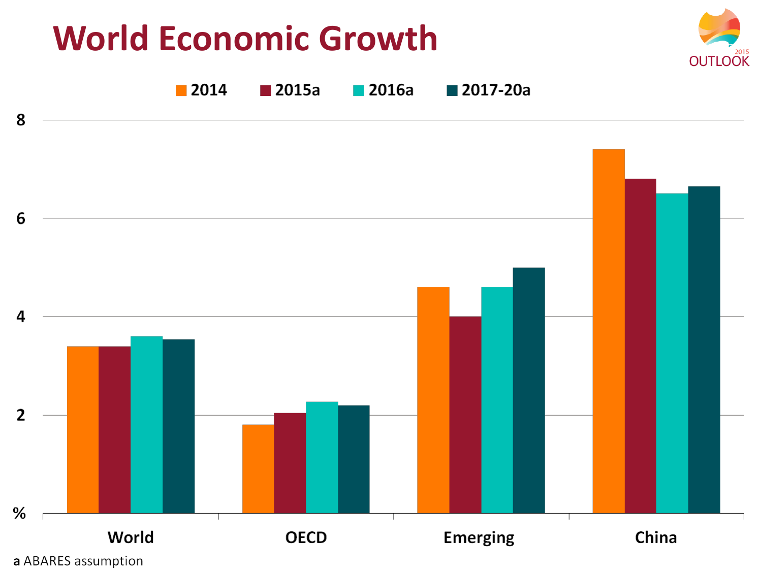# World Economic Growth

| % | 2014 | 2015a | 2016a | 2017-20a |
|---|---|---|---|---|
| World | 3.4 | 3.4 | 3.6 | 3.55 |
| OECD | 1.8 | 2.05 | 2.3 | 2.2 |
| Emerging | 4.6 | 4.0 | 4.6 | 5.0 |
| China | 7.4 | 6.8 | 6.5 | 6.65 |

**a** ABARES assumption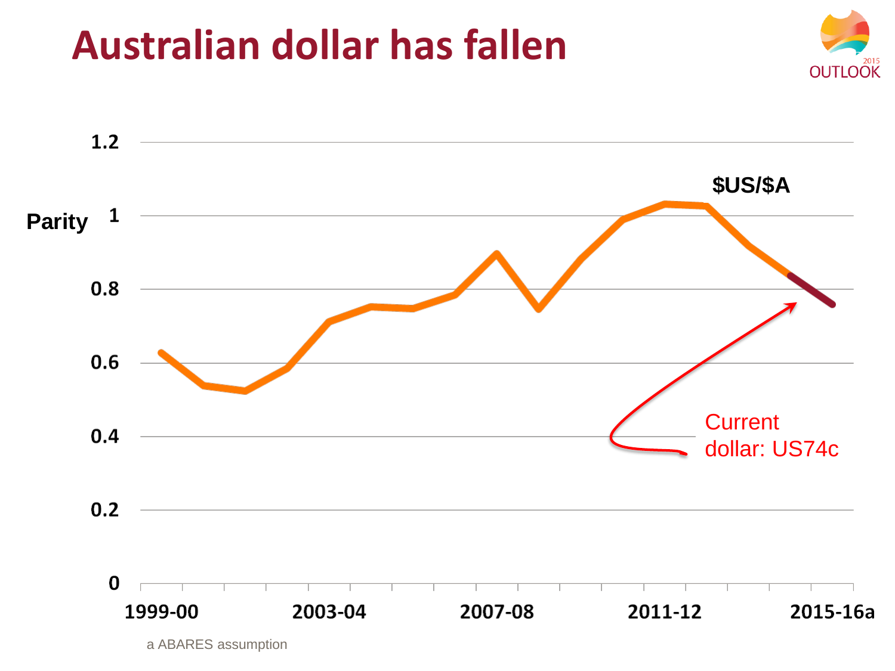# Australian dollar has fallen

$US/$A

Parity

Current dollar: US74c

a ABARES assumption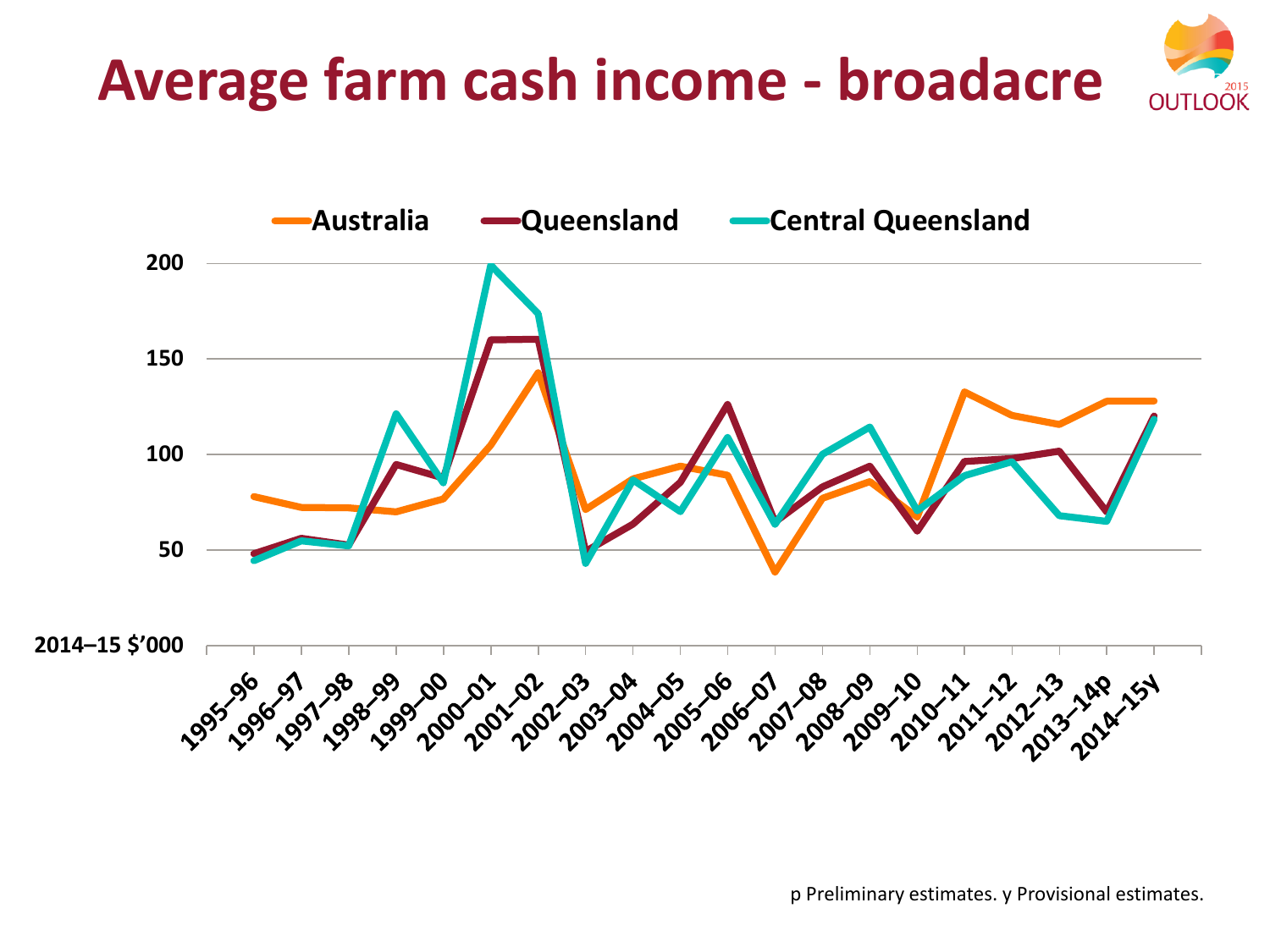# Average farm cash income - broadacre

Australia | Queensland | Central Queensland

200

150

100

50

2014–15 $'000

1995–96 1996–97 1997–98 1998–99 1999–00 2000–01 2001–02 2002–03 2003–04 2004–05 2005–06 2006–07 2007–08 2008–09 2009–10 2010–11 2011–12 2012–13 2013–14p 2014–15y

p Preliminary estimates. y Provisional estimates.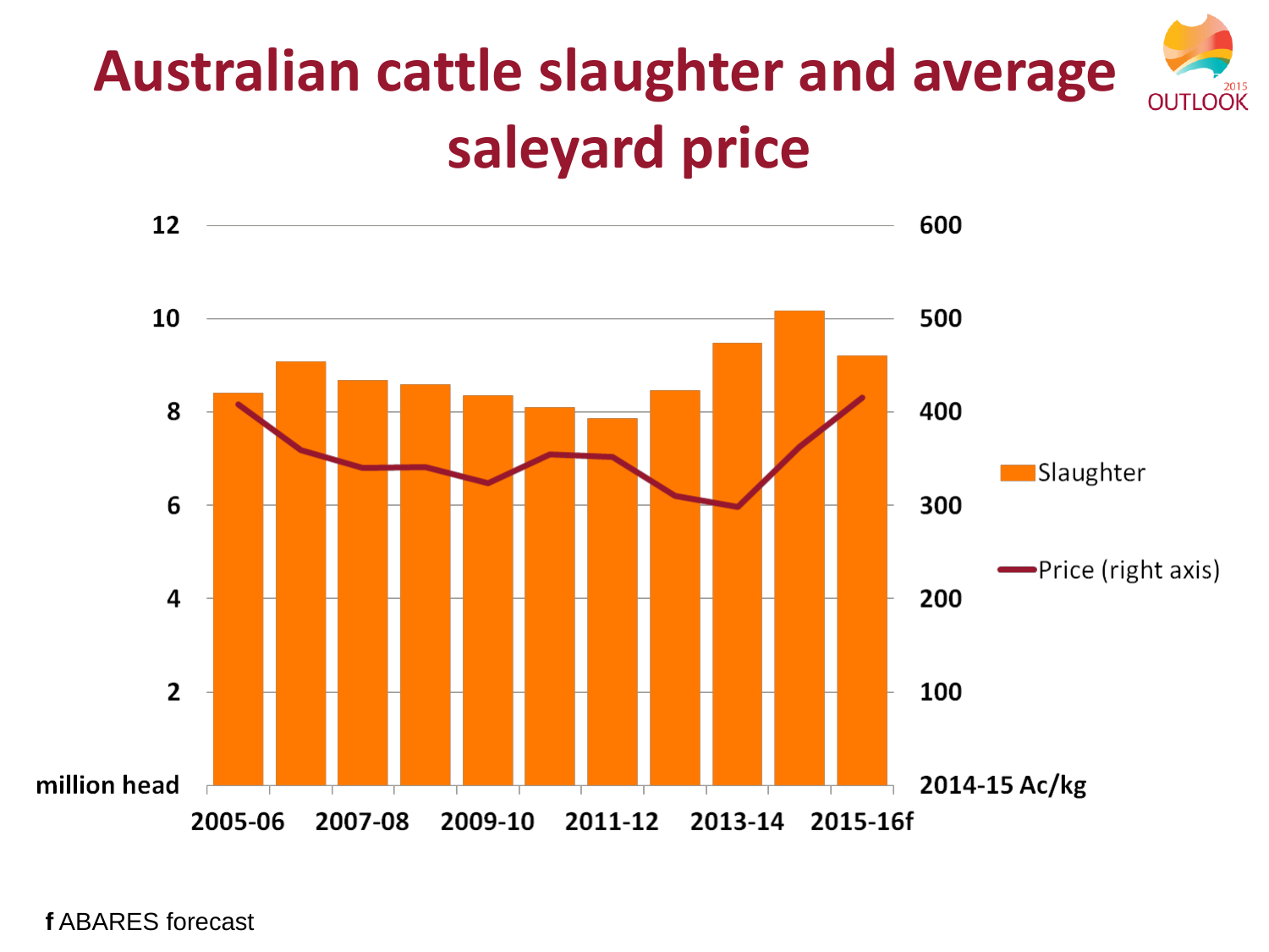# Australian cattle slaughter and average saleyard price

| | 2005-06 | | 2007-08 | | 2009-10 | | 2011-12 | | 2013-14 | | 2015-16f |
|---|---|---|---|---|---|---|---|---|---|---|---|

Left axis: million head (0–12). Right axis: 2014-15 Ac/kg (0–600).

Legend: Slaughter; Price (right axis)

**f** ABARES forecast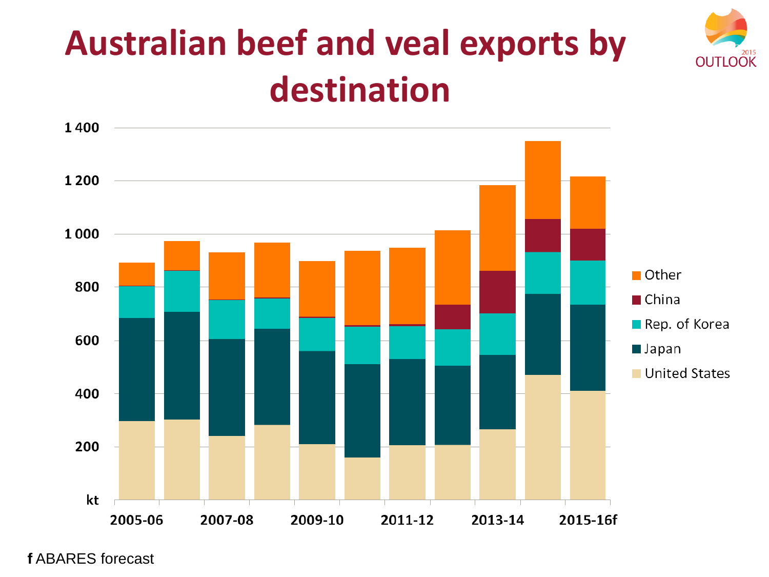# Australian beef and veal exports by destination

f ABARES forecast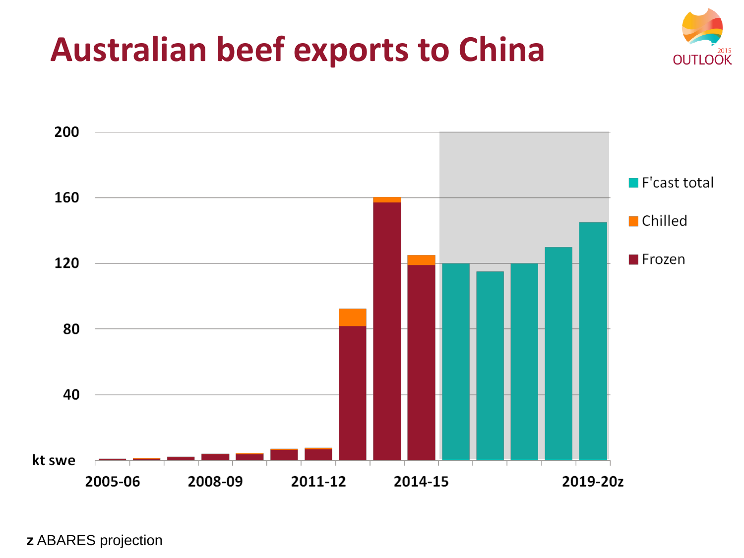# Australian beef exports to China

200
160
120
80
40
kt swe

2005-06 2008-09 2011-12 2014-15 2019-20z

F'cast total
Chilled
Frozen

**z** ABARES projection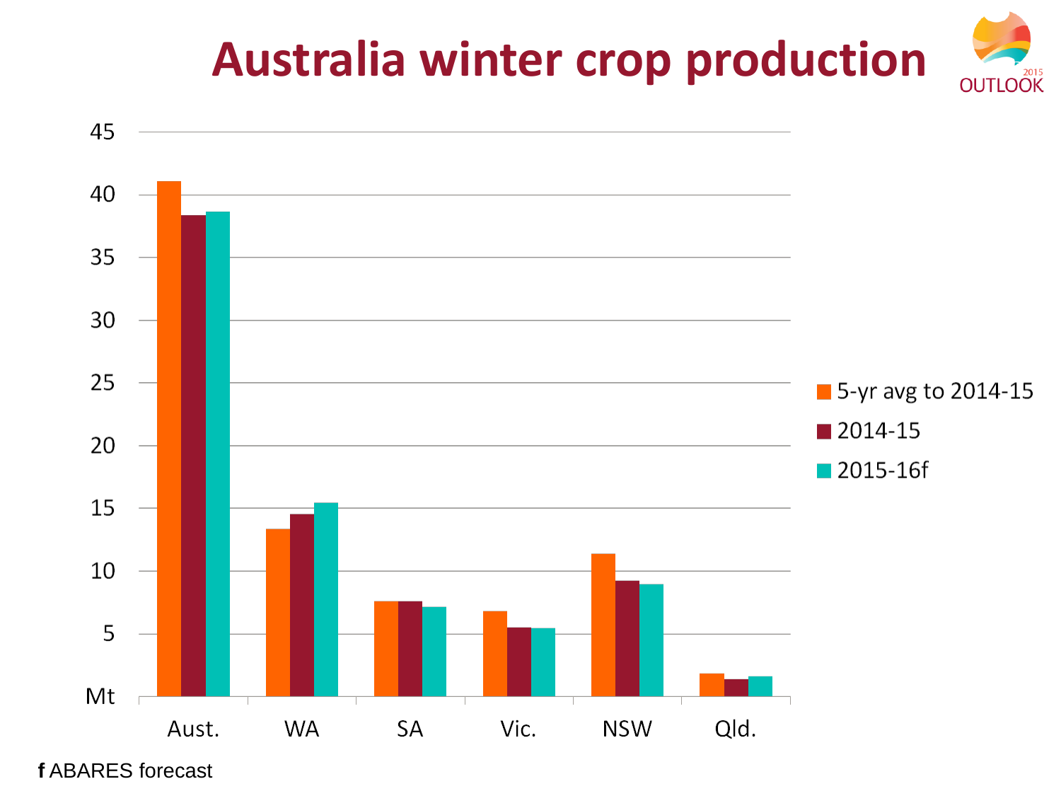# Australia winter crop production

| | 5-yr avg to 2014-15 | 2014-15 | 2015-16f |
|---|---|---|---|
| Aust. | 41.1 | 38.4 | 38.7 |
| WA | 13.4 | 14.5 | 15.4 |
| SA | 7.6 | 7.6 | 7.1 |
| Vic. | 6.8 | 5.5 | 5.4 |
| NSW | 11.4 | 9.2 | 8.9 |
| Qld. | 1.8 | 1.3 | 1.6 |

Mt

**f** ABARES forecast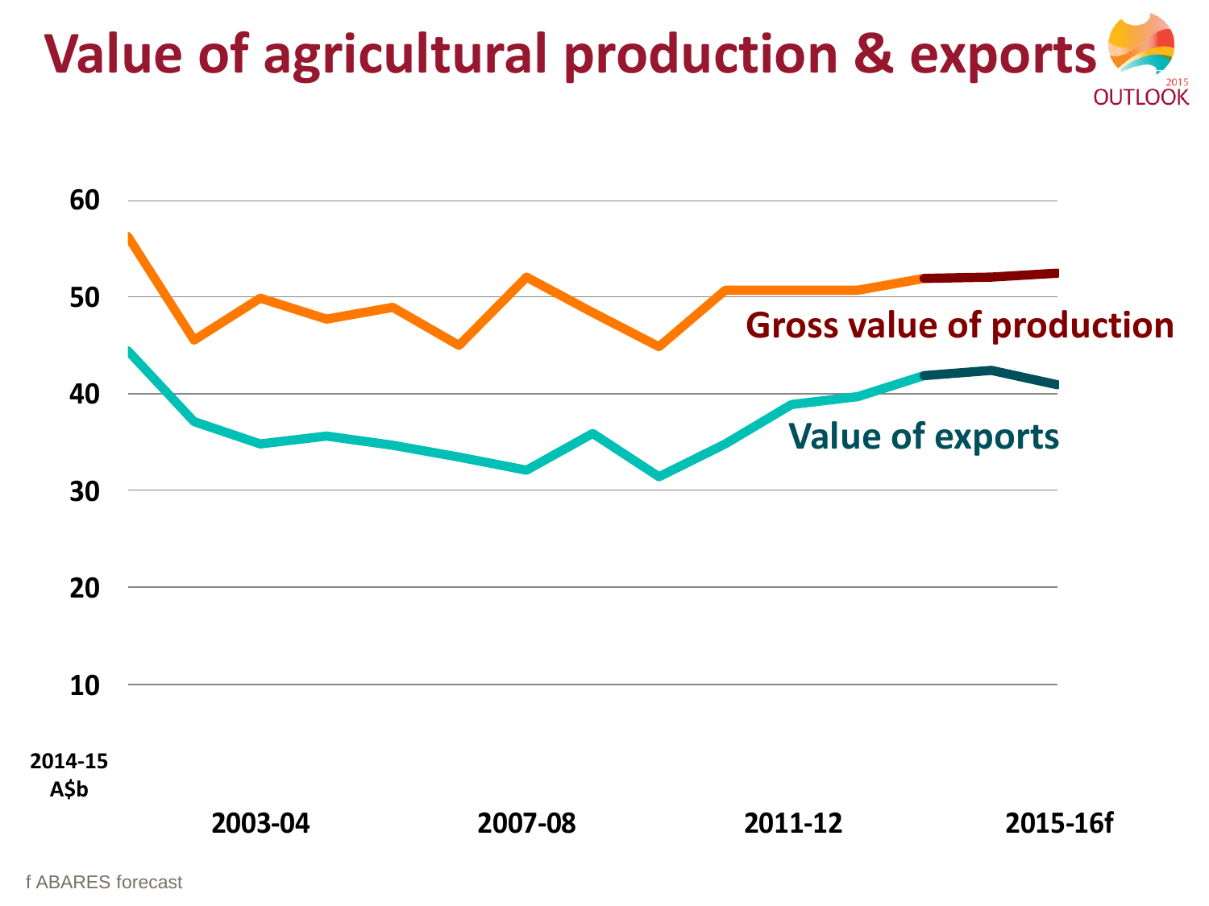# Value of agricultural production & exports

2014-15 A$b

60
50
40
30
20
10

2003-04 | 2007-08 | 2011-12 | 2015-16f

Gross value of production

Value of exports

f ABARES forecast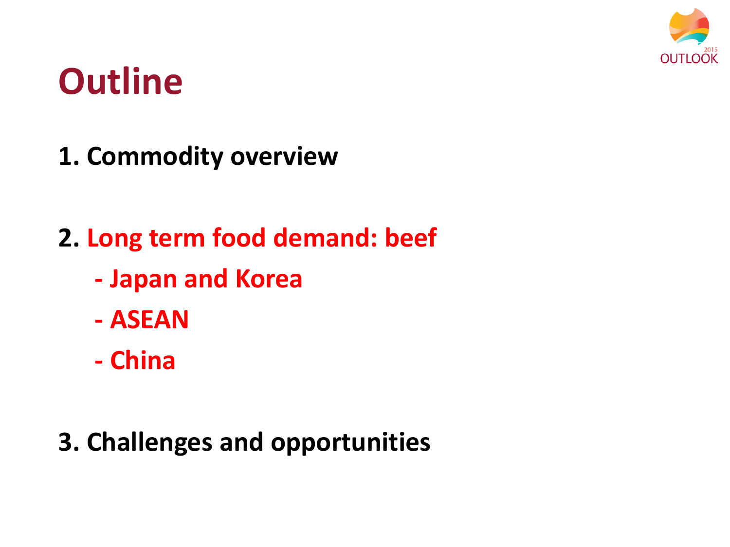# Outline

1. **Commodity overview**

2. **Long term food demand: beef**
   - **Japan and Korea**
   - **ASEAN**
   - **China**

3. **Challenges and opportunities**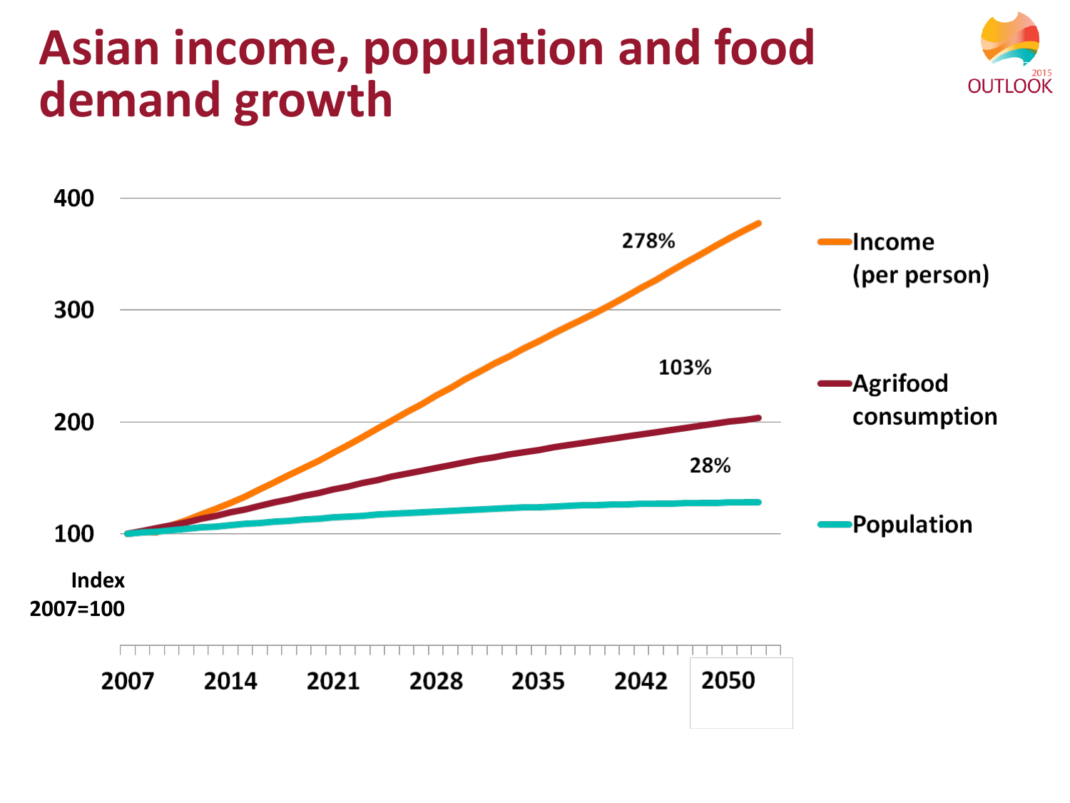# Asian income, population and food demand growth

| Index 2007=100 | 2007 | 2014 | 2021 | 2028 | 2035 | 2042 | 2050 |
|---|---|---|---|---|---|---|---|
| Income (per person) | 100 | | | | | | 278% |
| Agrifood consumption | 100 | | | | | | 103% |
| Population | 100 | | | | | | 28% |

Y-axis: 100, 200, 300, 400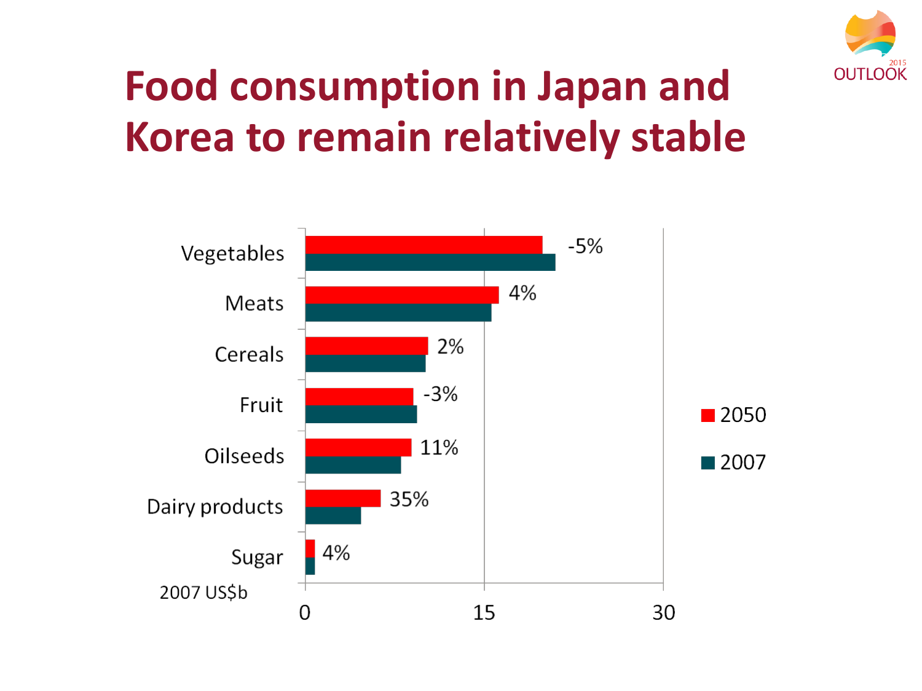# Food consumption in Japan and Korea to remain relatively stable

| Category | Change 2007–2050 |
|---|---|
| Vegetables | -5% |
| Meats | 4% |
| Cereals | 2% |
| Fruit | -3% |
| Oilseeds | 11% |
| Dairy products | 35% |
| Sugar | 4% |

2007 US$b

Axis: 0, 15, 30

Legend: 2050, 2007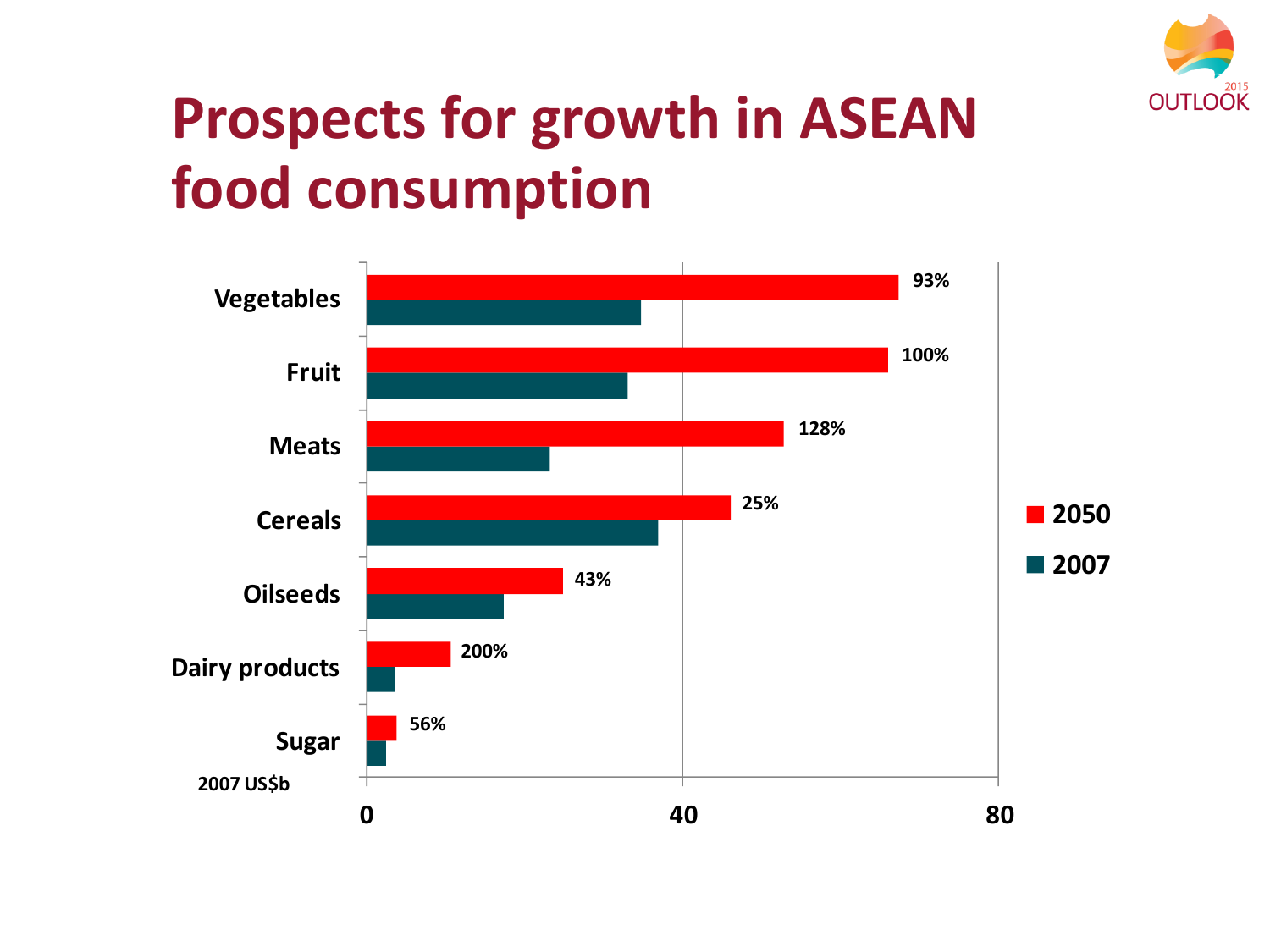# Prospects for growth in ASEAN food consumption

| | 2050 growth |
|---|---|
| Vegetables | 93% |
| Fruit | 100% |
| Meats | 128% |
| Cereals | 25% |
| Oilseeds | 43% |
| Dairy products | 200% |
| Sugar | 56% |

2007 US$b

0 40 80

■ 2050
■ 2007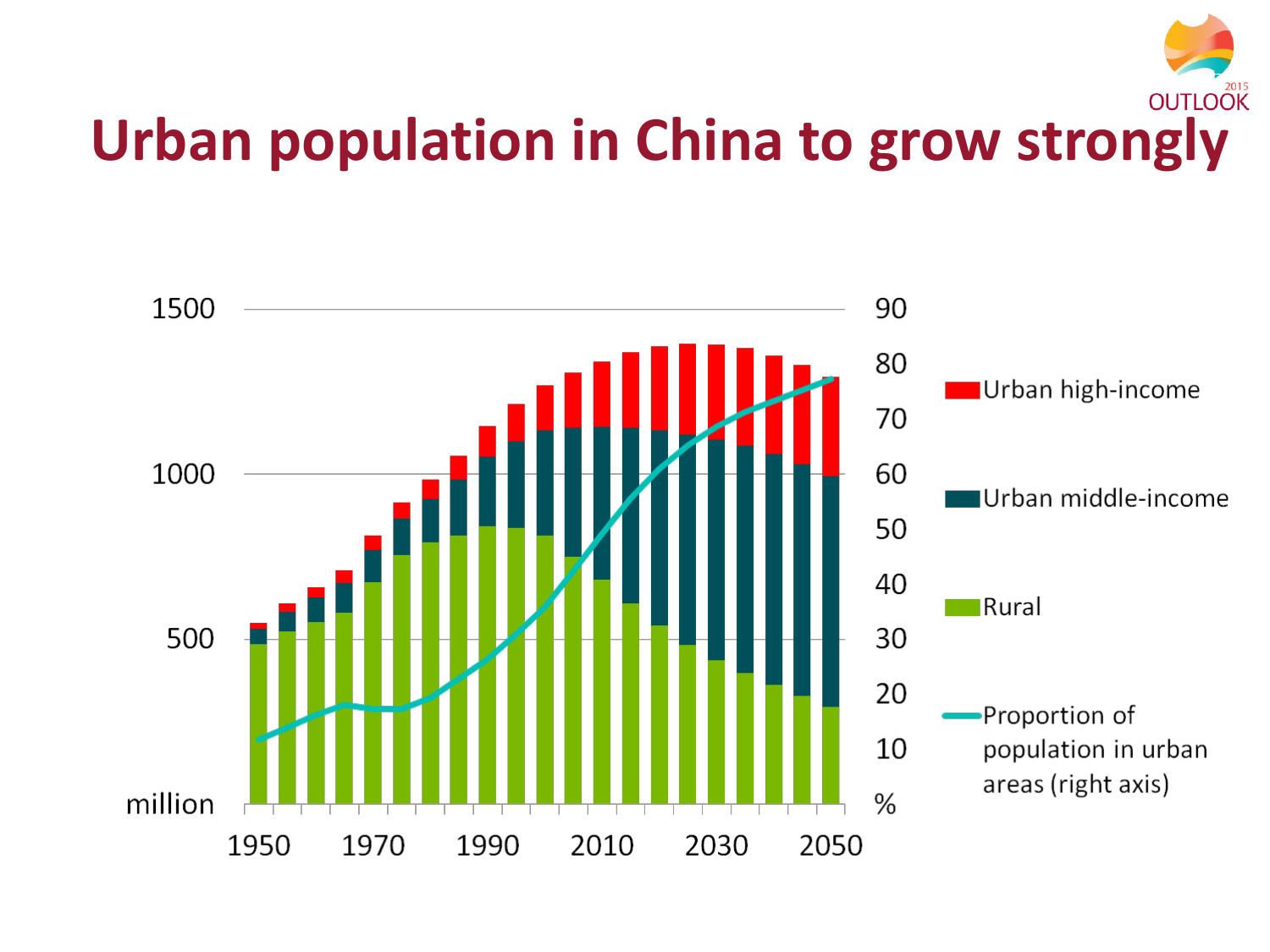# Urban population in China to grow strongly

OUTLOOK 2015

million

1500

1000

500

%

90
80
70
60
50
40
30
20
10

1950 1970 1990 2010 2030 2050

Urban high-income

Urban middle-income

Rural

Proportion of population in urban areas (right axis)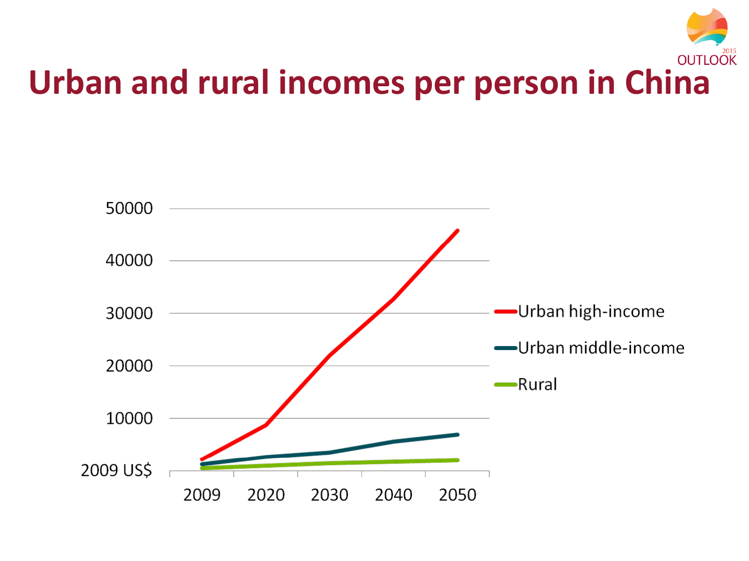# Urban and rural incomes per person in China

2009 US$

| | 50000 |
|---|---|
| | 40000 |
| | 30000 |
| | 20000 |
| | 10000 |

2009 2020 2030 2040 2050

- Urban high-income
- Urban middle-income
- Rural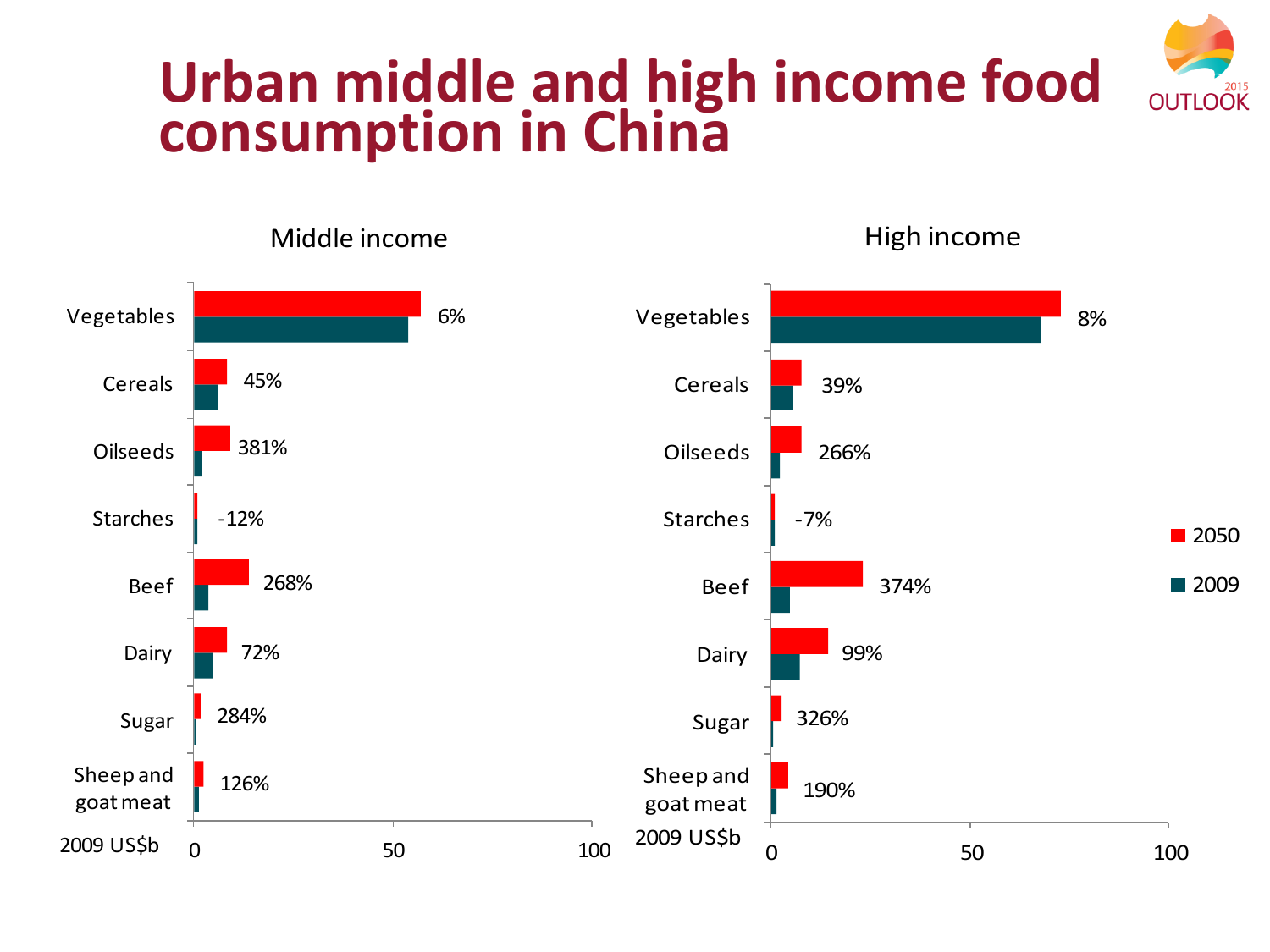# Urban middle and high income food consumption in China

## Middle income

| Category | Change 2009–2050 |
|---|---|
| Vegetables | 6% |
| Cereals | 45% |
| Oilseeds | 381% |
| Starches | -12% |
| Beef | 268% |
| Dairy | 72% |
| Sugar | 284% |
| Sheep and goat meat | 126% |

2009 US$b: 0, 50, 100

## High income

| Category | Change 2009–2050 |
|---|---|
| Vegetables | 8% |
| Cereals | 39% |
| Oilseeds | 266% |
| Starches | -7% |
| Beef | 374% |
| Dairy | 99% |
| Sugar | 326% |
| Sheep and goat meat | 190% |

2009 US$b: 0, 50, 100

Legend: 2050, 2009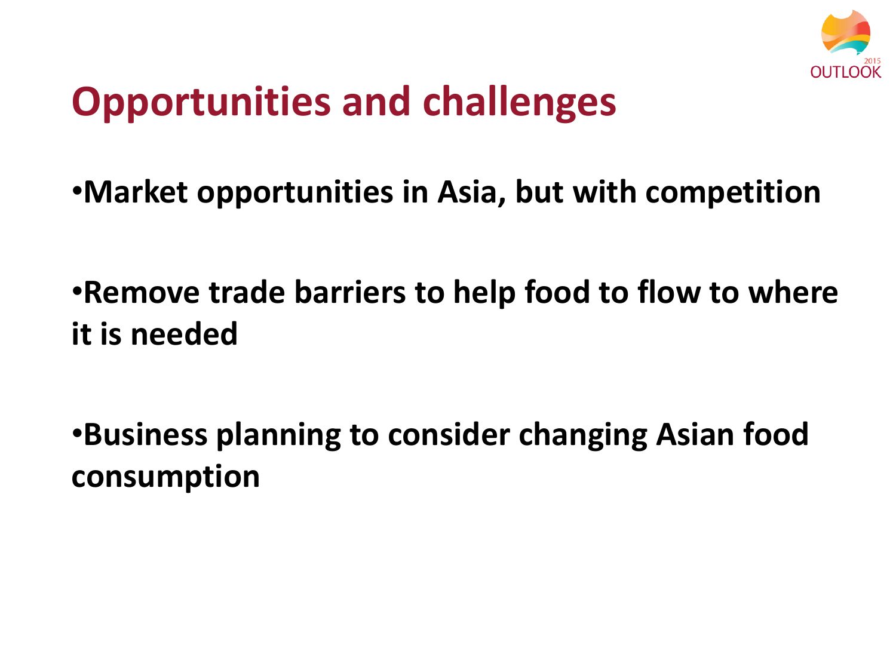# Opportunities and challenges

- **Market opportunities in Asia, but with competition**
- **Remove trade barriers to help food to flow to where it is needed**
- **Business planning to consider changing Asian food consumption**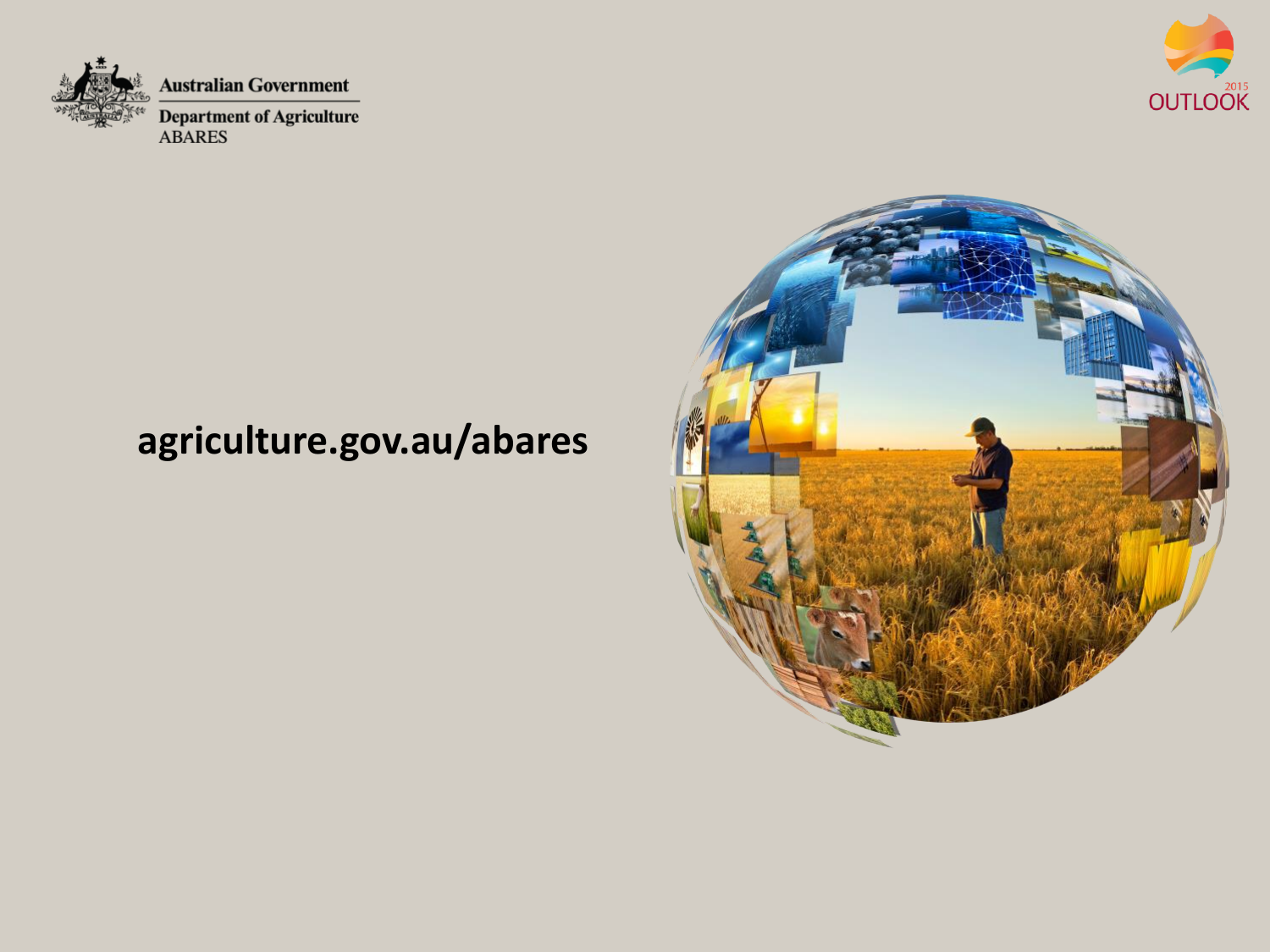Australian Government

Department of Agriculture

ABARES

OUTLOOK 2015

**agriculture.gov.au/abares**